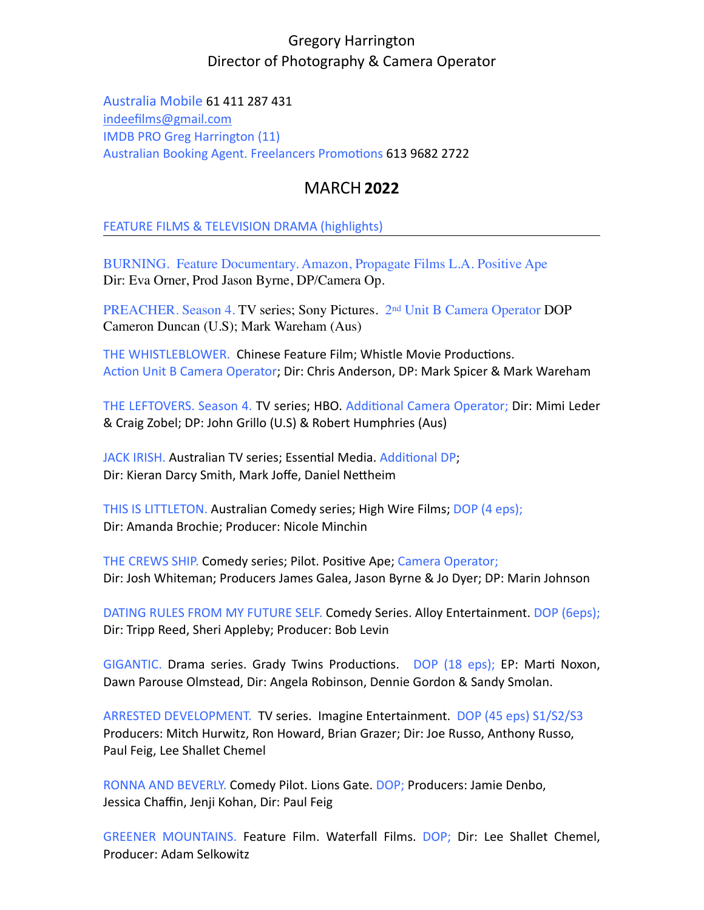# Gregory Harrington
## Director of Photography & Camera Operator

Australia Mobile 61 411 287 431
indeefilms@gmail.com
IMDB PRO Greg Harrington (11)
Australian Booking Agent. Freelancers Promotions 613 9682 2722

## MARCH **2022**

### FEATURE FILMS & TELEVISION DRAMA (highlights)

BURNING. Feature Documentary. Amazon, Propagate Films L.A. Positive Ape
Dir: Eva Orner, Prod Jason Byrne, DP/Camera Op.

PREACHER. Season 4. TV series; Sony Pictures. 2nd Unit B Camera Operator DOP Cameron Duncan (U.S); Mark Wareham (Aus)

THE WHISTLEBLOWER. Chinese Feature Film; Whistle Movie Productions.
Action Unit B Camera Operator; Dir: Chris Anderson, DP: Mark Spicer & Mark Wareham

THE LEFTOVERS. Season 4. TV series; HBO. Additional Camera Operator; Dir: Mimi Leder & Craig Zobel; DP: John Grillo (U.S) & Robert Humphries (Aus)

JACK IRISH. Australian TV series; Essential Media. Additional DP;
Dir: Kieran Darcy Smith, Mark Joffe, Daniel Nettheim

THIS IS LITTLETON. Australian Comedy series; High Wire Films; DOP (4 eps);
Dir: Amanda Brochie; Producer: Nicole Minchin

THE CREWS SHIP. Comedy series; Pilot. Positive Ape; Camera Operator;
Dir: Josh Whiteman; Producers James Galea, Jason Byrne & Jo Dyer; DP: Marin Johnson

DATING RULES FROM MY FUTURE SELF. Comedy Series. Alloy Entertainment. DOP (6eps);
Dir: Tripp Reed, Sheri Appleby; Producer: Bob Levin

GIGANTIC. Drama series. Grady Twins Productions. DOP (18 eps); EP: Marti Noxon, Dawn Parouse Olmstead, Dir: Angela Robinson, Dennie Gordon & Sandy Smolan.

ARRESTED DEVELOPMENT. TV series. Imagine Entertainment. DOP (45 eps) S1/S2/S3
Producers: Mitch Hurwitz, Ron Howard, Brian Grazer; Dir: Joe Russo, Anthony Russo, Paul Feig, Lee Shallet Chemel

RONNA AND BEVERLY. Comedy Pilot. Lions Gate. DOP; Producers: Jamie Denbo, Jessica Chaffin, Jenji Kohan, Dir: Paul Feig

GREENER MOUNTAINS. Feature Film. Waterfall Films. DOP; Dir: Lee Shallet Chemel, Producer: Adam Selkowitz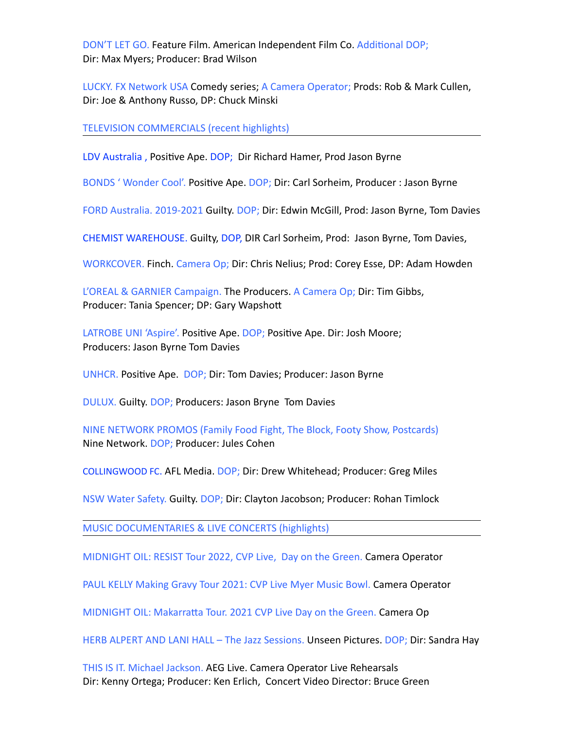DON'T LET GO. Feature Film. American Independent Film Co. Additional DOP;
Dir: Max Myers; Producer: Brad Wilson

LUCKY. FX Network USA Comedy series; A Camera Operator; Prods: Rob & Mark Cullen,
Dir: Joe & Anthony Russo, DP: Chuck Minski

## TELEVISION COMMERCIALS (recent highlights)

---

LDV Australia , Positive Ape. DOP;  Dir Richard Hamer, Prod Jason Byrne

BONDS ' Wonder Cool'. Positive Ape. DOP; Dir: Carl Sorheim, Producer : Jason Byrne

FORD Australia. 2019-2021 Guilty. DOP; Dir: Edwin McGill, Prod: Jason Byrne, Tom Davies

CHEMIST WAREHOUSE. Guilty, DOP, DIR Carl Sorheim, Prod:  Jason Byrne, Tom Davies,

WORKCOVER. Finch. Camera Op; Dir: Chris Nelius; Prod: Corey Esse, DP: Adam Howden

L'OREAL & GARNIER Campaign. The Producers. A Camera Op; Dir: Tim Gibbs,
Producer: Tania Spencer; DP: Gary Wapshott

LATROBE UNI 'Aspire'. Positive Ape. DOP; Positive Ape. Dir: Josh Moore;
Producers: Jason Byrne Tom Davies

UNHCR. Positive Ape.  DOP; Dir: Tom Davies; Producer: Jason Byrne

DULUX. Guilty. DOP; Producers: Jason Bryne  Tom Davies

NINE NETWORK PROMOS (Family Food Fight, The Block, Footy Show, Postcards)
Nine Network. DOP; Producer: Jules Cohen

COLLINGWOOD FC. AFL Media. DOP; Dir: Drew Whitehead; Producer: Greg Miles

NSW Water Safety. Guilty. DOP; Dir: Clayton Jacobson; Producer: Rohan Timlock

---

## MUSIC DOCUMENTARIES & LIVE CONCERTS (highlights)

---

MIDNIGHT OIL: RESIST Tour 2022, CVP Live,  Day on the Green. Camera Operator

PAUL KELLY Making Gravy Tour 2021: CVP Live Myer Music Bowl. Camera Operator

MIDNIGHT OIL: Makarratta Tour. 2021 CVP Live Day on the Green. Camera Op

HERB ALPERT AND LANI HALL – The Jazz Sessions. Unseen Pictures. DOP; Dir: Sandra Hay

THIS IS IT. Michael Jackson. AEG Live. Camera Operator Live Rehearsals
Dir: Kenny Ortega; Producer: Ken Erlich,  Concert Video Director: Bruce Green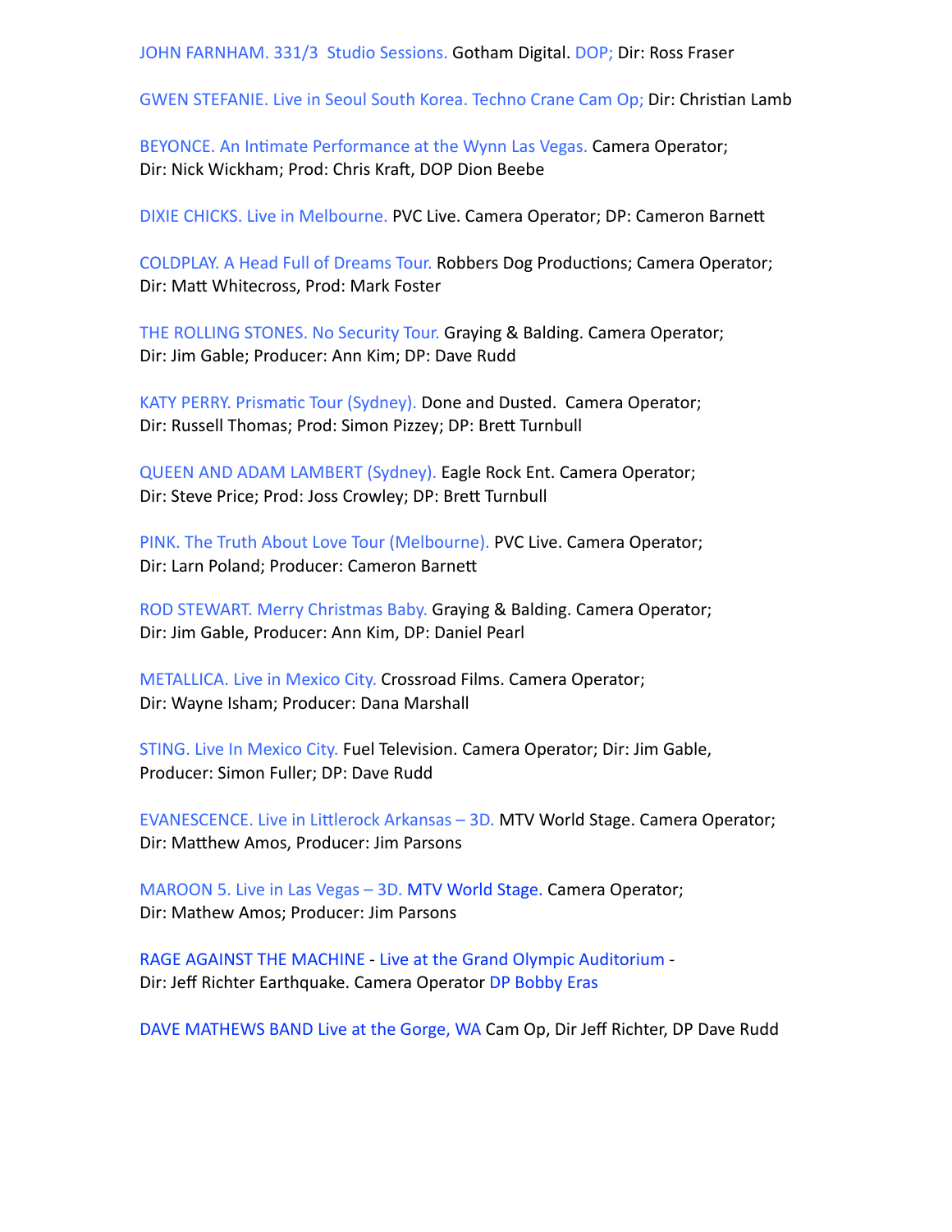JOHN FARNHAM. 331/3 Studio Sessions. Gotham Digital. DOP; Dir: Ross Fraser

GWEN STEFANIE. Live in Seoul South Korea. Techno Crane Cam Op; Dir: Christian Lamb

BEYONCE. An Intimate Performance at the Wynn Las Vegas. Camera Operator; Dir: Nick Wickham; Prod: Chris Kraft, DOP Dion Beebe

DIXIE CHICKS. Live in Melbourne. PVC Live. Camera Operator; DP: Cameron Barnett

COLDPLAY. A Head Full of Dreams Tour. Robbers Dog Productions; Camera Operator; Dir: Matt Whitecross, Prod: Mark Foster

THE ROLLING STONES. No Security Tour. Graying & Balding. Camera Operator; Dir: Jim Gable; Producer: Ann Kim; DP: Dave Rudd

KATY PERRY. Prismatic Tour (Sydney). Done and Dusted. Camera Operator; Dir: Russell Thomas; Prod: Simon Pizzey; DP: Brett Turnbull

QUEEN AND ADAM LAMBERT (Sydney). Eagle Rock Ent. Camera Operator; Dir: Steve Price; Prod: Joss Crowley; DP: Brett Turnbull

PINK. The Truth About Love Tour (Melbourne). PVC Live. Camera Operator; Dir: Larn Poland; Producer: Cameron Barnett

ROD STEWART. Merry Christmas Baby. Graying & Balding. Camera Operator; Dir: Jim Gable, Producer: Ann Kim, DP: Daniel Pearl

METALLICA. Live in Mexico City. Crossroad Films. Camera Operator; Dir: Wayne Isham; Producer: Dana Marshall

STING. Live In Mexico City. Fuel Television. Camera Operator; Dir: Jim Gable, Producer: Simon Fuller; DP: Dave Rudd

EVANESCENCE. Live in Littlerock Arkansas – 3D. MTV World Stage. Camera Operator; Dir: Matthew Amos, Producer: Jim Parsons

MAROON 5. Live in Las Vegas – 3D. MTV World Stage. Camera Operator; Dir: Mathew Amos; Producer: Jim Parsons

RAGE AGAINST THE MACHINE - Live at the Grand Olympic Auditorium - Dir: Jeff Richter Earthquake. Camera Operator DP Bobby Eras

DAVE MATHEWS BAND Live at the Gorge, WA Cam Op, Dir Jeff Richter, DP Dave Rudd